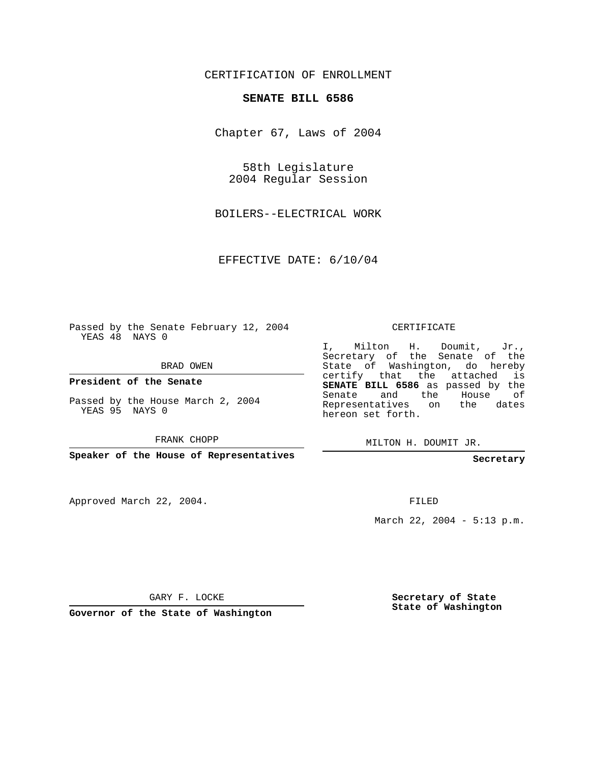CERTIFICATION OF ENROLLMENT

**SENATE BILL 6586**

Chapter 67, Laws of 2004

58th Legislature
2004 Regular Session

BOILERS--ELECTRICAL WORK

EFFECTIVE DATE: 6/10/04

Passed by the Senate February 12, 2004
YEAS 48 NAYS 0

BRAD OWEN

**President of the Senate**

Passed by the House March 2, 2004
YEAS 95 NAYS 0

FRANK CHOPP

**Speaker of the House of Representatives**

Approved March 22, 2004.

GARY F. LOCKE

**Governor of the State of Washington**

CERTIFICATE

I, Milton H. Doumit, Jr., Secretary of the Senate of the State of Washington, do hereby certify that the attached is **SENATE BILL 6586** as passed by the Senate and the House of Representatives on the dates hereon set forth.

MILTON H. DOUMIT JR.

**Secretary**

FILED

March 22, 2004 - 5:13 p.m.

**Secretary of State**
**State of Washington**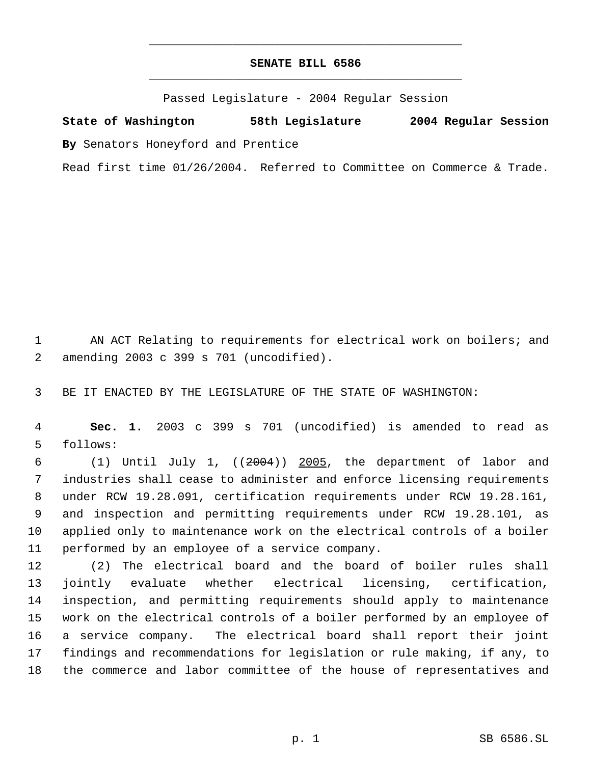# SENATE BILL 6586

Passed Legislature - 2004 Regular Session

**State of Washington 58th Legislature 2004 Regular Session**

**By** Senators Honeyford and Prentice

Read first time 01/26/2004. Referred to Committee on Commerce & Trade.

1 AN ACT Relating to requirements for electrical work on boilers; and
2 amending 2003 c 399 s 701 (uncodified).

3 BE IT ENACTED BY THE LEGISLATURE OF THE STATE OF WASHINGTON:

4 **Sec. 1.** 2003 c 399 s 701 (uncodified) is amended to read as
5 follows:

6 (1) Until July 1, ((~~2004~~)) <u>2005</u>, the department of labor and
7 industries shall cease to administer and enforce licensing requirements
8 under RCW 19.28.091, certification requirements under RCW 19.28.161,
9 and inspection and permitting requirements under RCW 19.28.101, as
10 applied only to maintenance work on the electrical controls of a boiler
11 performed by an employee of a service company.

12 (2) The electrical board and the board of boiler rules shall
13 jointly evaluate whether electrical licensing, certification,
14 inspection, and permitting requirements should apply to maintenance
15 work on the electrical controls of a boiler performed by an employee of
16 a service company. The electrical board shall report their joint
17 findings and recommendations for legislation or rule making, if any, to
18 the commerce and labor committee of the house of representatives and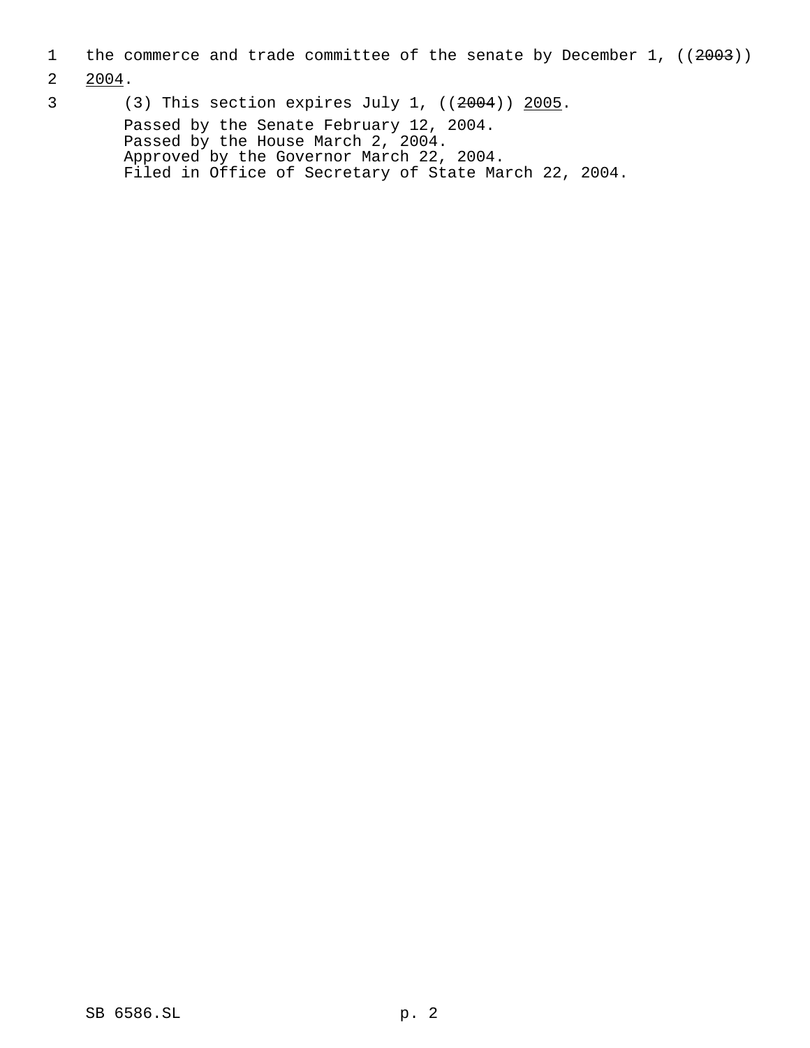the commerce and trade committee of the senate by December 1, ((~~2003~~)) 2004.

(3) This section expires July 1, ((~~2004~~)) 2005.

Passed by the Senate February 12, 2004.
Passed by the House March 2, 2004.
Approved by the Governor March 22, 2004.
Filed in Office of Secretary of State March 22, 2004.